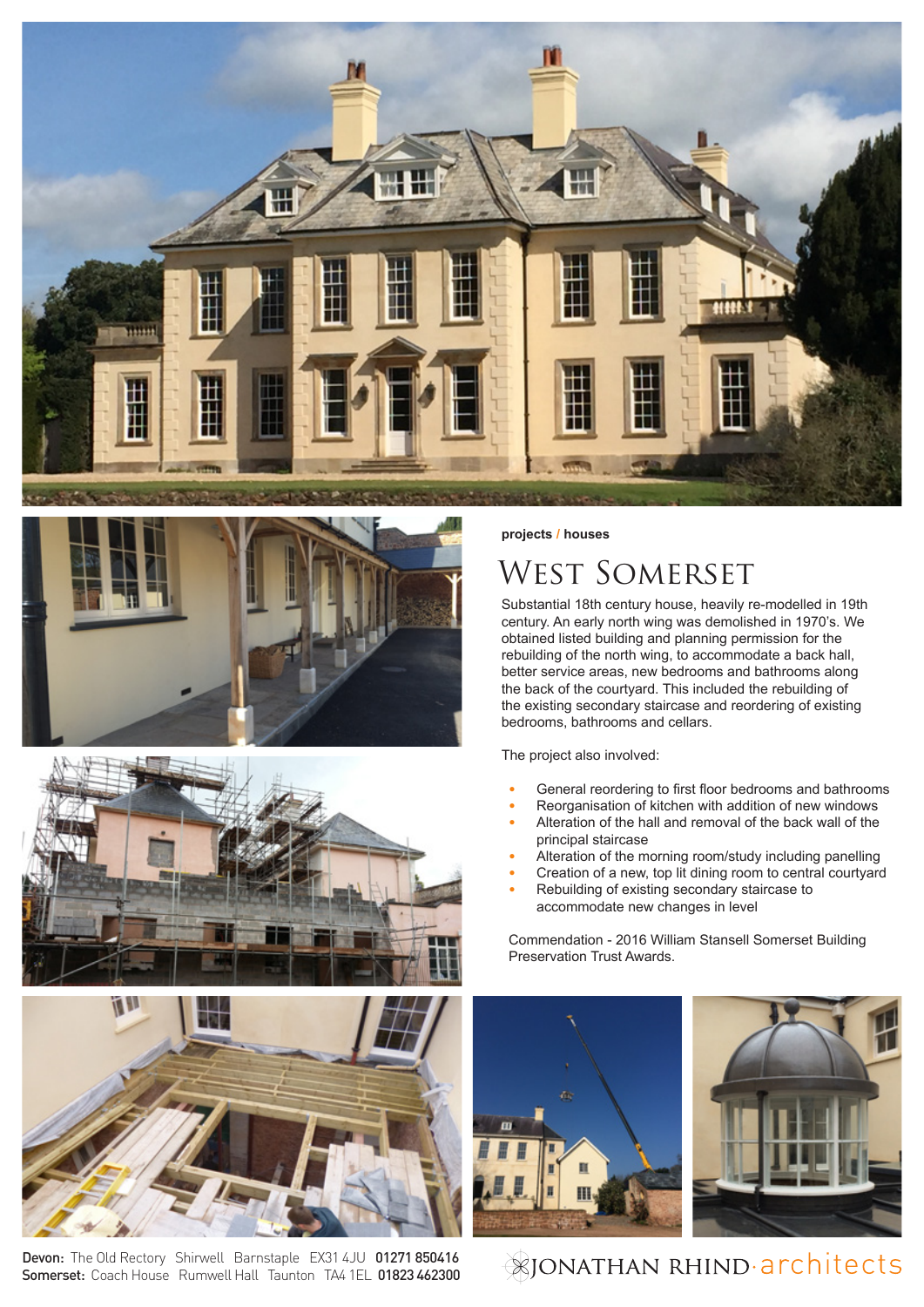projects / houses

# West Somerset

Substantial 18th century house, heavily re-modelled in 19th century. An early north wing was demolished in 1970's. We obtained listed building and planning permission for the rebuilding of the north wing, to accommodate a back hall, better service areas, new bedrooms and bathrooms along the back of the courtyard. This included the rebuilding of the existing secondary staircase and reordering of existing bedrooms, bathrooms and cellars.

The project also involved:

- General reordering to first floor bedrooms and bathrooms
- Reorganisation of kitchen with addition of new windows
- Alteration of the hall and removal of the back wall of the principal staircase
- Alteration of the morning room/study including panelling
- Creation of a new, top lit dining room to central courtyard
- Rebuilding of existing secondary staircase to accommodate new changes in level

Commendation - 2016 William Stansell Somerset Building Preservation Trust Awards.

**Devon:** The Old Rectory Shirwell Barnstaple EX31 4JU **01271 850416**
**Somerset:** Coach House Rumwell Hall Taunton TA4 1EL **01823 462300**

JONATHAN RHIND·architects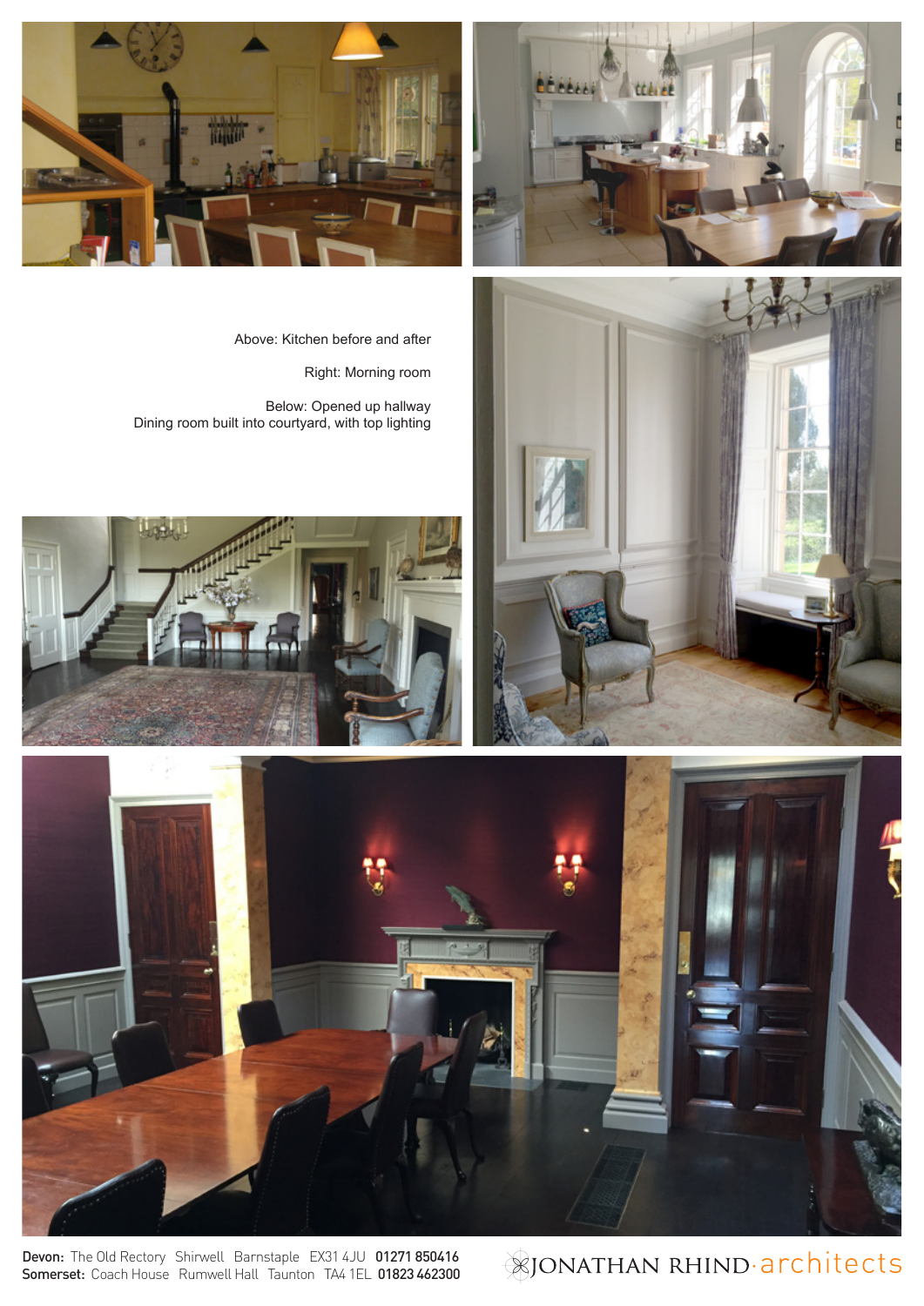Above: Kitchen before and after

Right: Morning room

Below: Opened up hallway
Dining room built into courtyard, with top lighting

**Devon:** The Old Rectory Shirwell Barnstaple EX31 4JU **01271 850416**
**Somerset:** Coach House Rumwell Hall Taunton TA4 1EL **01823 462300**

JONATHAN RHIND·architects